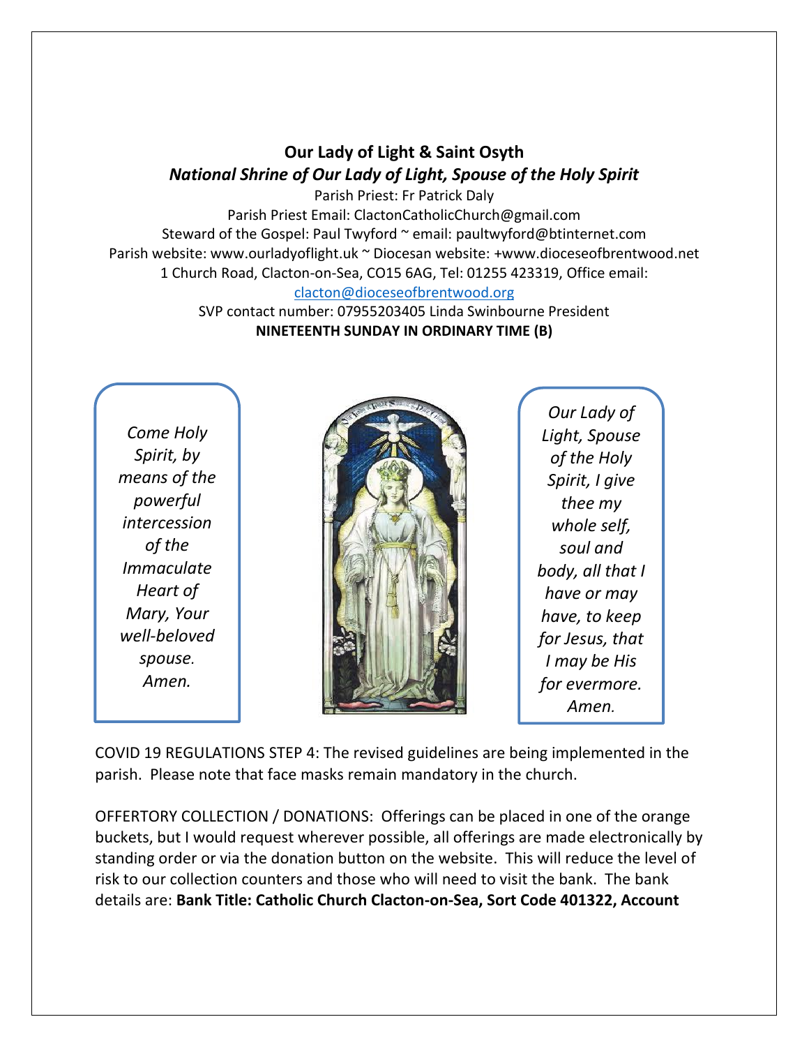# Our Lady of Light & Saint Osyth

## *National Shrine of Our Lady of Light, Spouse of the Holy Spirit*

Parish Priest: Fr Patrick Daly
Parish Priest Email: ClactonCatholicChurch@gmail.com
Steward of the Gospel: Paul Twyford ~ email: paultwyford@btinternet.com
Parish website: www.ourladyoflight.uk ~ Diocesan website: +www.dioceseofbrentwood.net
1 Church Road, Clacton-on-Sea, CO15 6AG, Tel: 01255 423319, Office email: clacton@dioceseofbrentwood.org
SVP contact number: 07955203405 Linda Swinbourne President

**NINETEENTH SUNDAY IN ORDINARY TIME (B)**

*Come Holy Spirit, by means of the powerful intercession of the Immaculate Heart of Mary, Your well-beloved spouse. Amen.*

*Our Lady of Light, Spouse of the Holy Spirit, I give thee my whole self, soul and body, all that I have or may have, to keep for Jesus, that I may be His for evermore. Amen.*

COVID 19 REGULATIONS STEP 4: The revised guidelines are being implemented in the parish. Please note that face masks remain mandatory in the church.

OFFERTORY COLLECTION / DONATIONS: Offerings can be placed in one of the orange buckets, but I would request wherever possible, all offerings are made electronically by standing order or via the donation button on the website. This will reduce the level of risk to our collection counters and those who will need to visit the bank. The bank details are: **Bank Title: Catholic Church Clacton-on-Sea, Sort Code 401322, Account**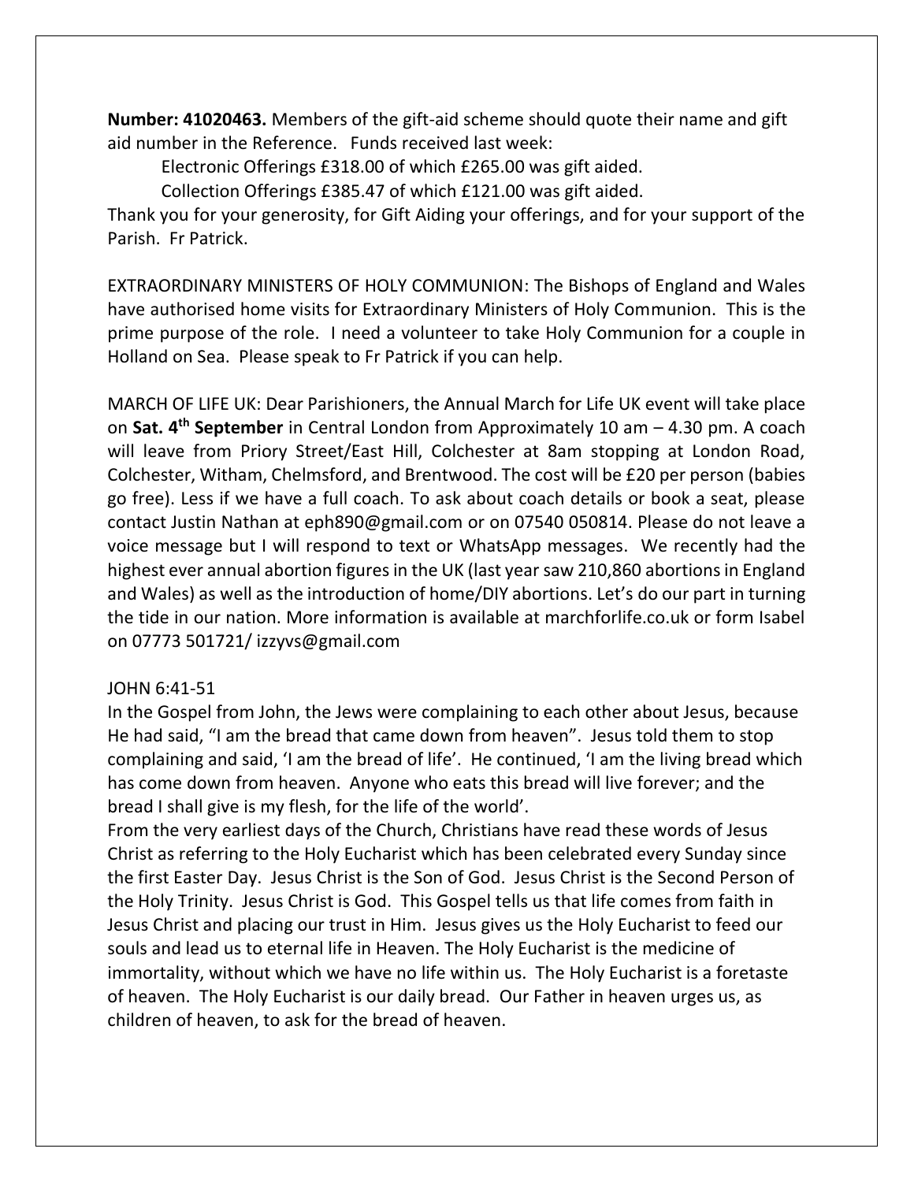**Number: 41020463.** Members of the gift-aid scheme should quote their name and gift aid number in the Reference. Funds received last week:

Electronic Offerings £318.00 of which £265.00 was gift aided.

Collection Offerings £385.47 of which £121.00 was gift aided.

Thank you for your generosity, for Gift Aiding your offerings, and for your support of the Parish. Fr Patrick.

EXTRAORDINARY MINISTERS OF HOLY COMMUNION: The Bishops of England and Wales have authorised home visits for Extraordinary Ministers of Holy Communion. This is the prime purpose of the role. I need a volunteer to take Holy Communion for a couple in Holland on Sea. Please speak to Fr Patrick if you can help.

MARCH OF LIFE UK: Dear Parishioners, the Annual March for Life UK event will take place on **Sat. 4th September** in Central London from Approximately 10 am – 4.30 pm. A coach will leave from Priory Street/East Hill, Colchester at 8am stopping at London Road, Colchester, Witham, Chelmsford, and Brentwood. The cost will be £20 per person (babies go free). Less if we have a full coach. To ask about coach details or book a seat, please contact Justin Nathan at eph890@gmail.com or on 07540 050814. Please do not leave a voice message but I will respond to text or WhatsApp messages. We recently had the highest ever annual abortion figures in the UK (last year saw 210,860 abortions in England and Wales) as well as the introduction of home/DIY abortions. Let's do our part in turning the tide in our nation. More information is available at marchforlife.co.uk or form Isabel on 07773 501721/ izzyvs@gmail.com

JOHN 6:41-51

In the Gospel from John, the Jews were complaining to each other about Jesus, because He had said, "I am the bread that came down from heaven". Jesus told them to stop complaining and said, 'I am the bread of life'. He continued, 'I am the living bread which has come down from heaven. Anyone who eats this bread will live forever; and the bread I shall give is my flesh, for the life of the world'.

From the very earliest days of the Church, Christians have read these words of Jesus Christ as referring to the Holy Eucharist which has been celebrated every Sunday since the first Easter Day. Jesus Christ is the Son of God. Jesus Christ is the Second Person of the Holy Trinity. Jesus Christ is God. This Gospel tells us that life comes from faith in Jesus Christ and placing our trust in Him. Jesus gives us the Holy Eucharist to feed our souls and lead us to eternal life in Heaven. The Holy Eucharist is the medicine of immortality, without which we have no life within us. The Holy Eucharist is a foretaste of heaven. The Holy Eucharist is our daily bread. Our Father in heaven urges us, as children of heaven, to ask for the bread of heaven.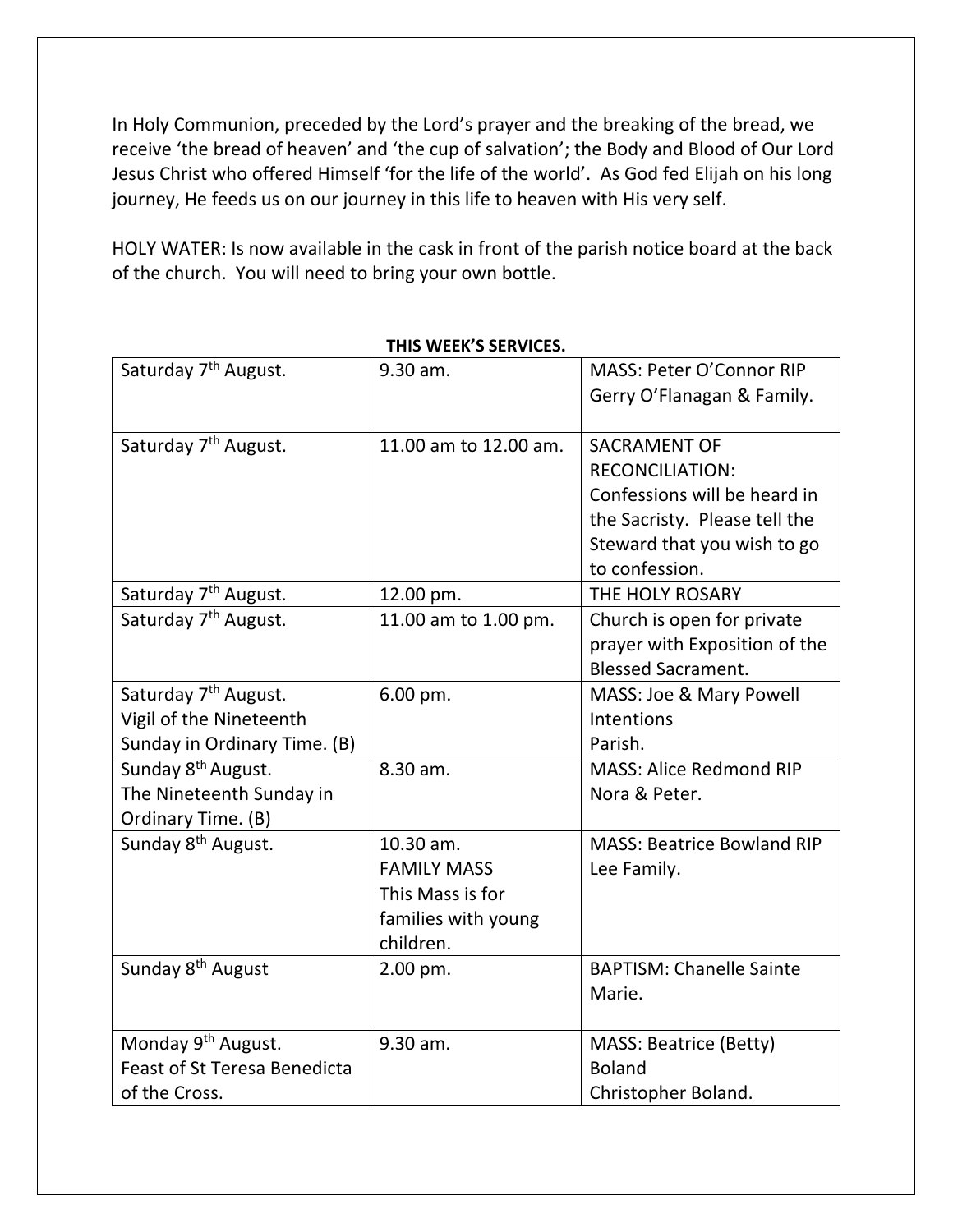In Holy Communion, preceded by the Lord's prayer and the breaking of the bread, we receive 'the bread of heaven' and 'the cup of salvation'; the Body and Blood of Our Lord Jesus Christ who offered Himself 'for the life of the world'. As God fed Elijah on his long journey, He feeds us on our journey in this life to heaven with His very self.

HOLY WATER: Is now available in the cask in front of the parish notice board at the back of the church. You will need to bring your own bottle.

**THIS WEEK'S SERVICES.**

| | | |
|---|---|---|
| Saturday 7th August. | 9.30 am. | MASS: Peter O'Connor RIP<br>Gerry O'Flanagan & Family. |
| Saturday 7th August. | 11.00 am to 12.00 am. | SACRAMENT OF RECONCILIATION: Confessions will be heard in the Sacristy. Please tell the Steward that you wish to go to confession. |
| Saturday 7th August. | 12.00 pm. | THE HOLY ROSARY |
| Saturday 7th August. | 11.00 am to 1.00 pm. | Church is open for private prayer with Exposition of the Blessed Sacrament. |
| Saturday 7th August.<br>Vigil of the Nineteenth Sunday in Ordinary Time. (B) | 6.00 pm. | MASS: Joe & Mary Powell Intentions<br>Parish. |
| Sunday 8th August.<br>The Nineteenth Sunday in Ordinary Time. (B) | 8.30 am. | MASS: Alice Redmond RIP<br>Nora & Peter. |
| Sunday 8th August. | 10.30 am.<br>FAMILY MASS<br>This Mass is for families with young children. | MASS: Beatrice Bowland RIP<br>Lee Family. |
| Sunday 8th August | 2.00 pm. | BAPTISM: Chanelle Sainte Marie. |
| Monday 9th August.<br>Feast of St Teresa Benedicta of the Cross. | 9.30 am. | MASS: Beatrice (Betty) Boland<br>Christopher Boland. |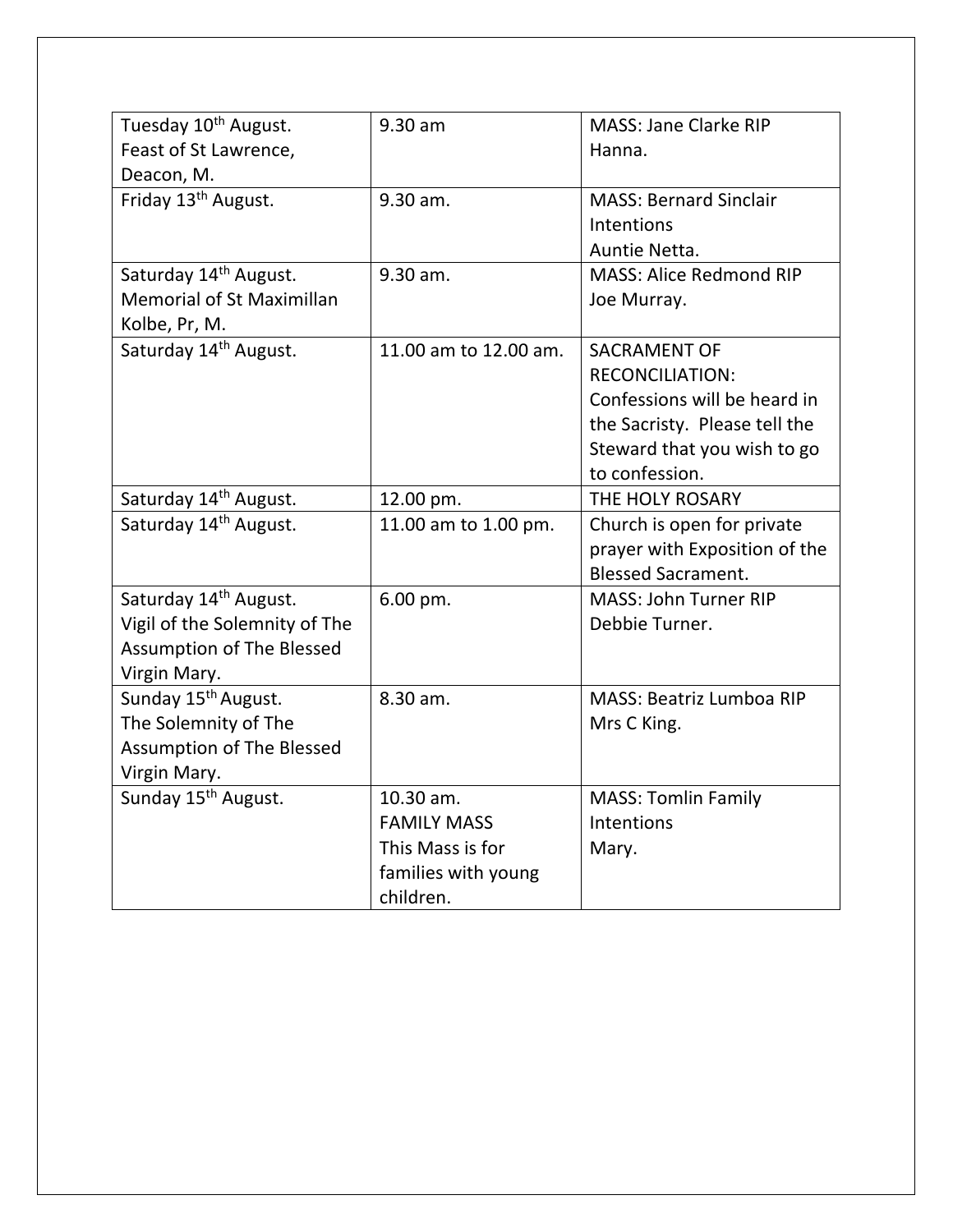| | | |
|---|---|---|
| Tuesday 10th August. Feast of St Lawrence, Deacon, M. | 9.30 am | MASS: Jane Clarke RIP Hanna. |
| Friday 13th August. | 9.30 am. | MASS: Bernard Sinclair Intentions Auntie Netta. |
| Saturday 14th August. Memorial of St Maximillan Kolbe, Pr, M. | 9.30 am. | MASS: Alice Redmond RIP Joe Murray. |
| Saturday 14th August. | 11.00 am to 12.00 am. | SACRAMENT OF RECONCILIATION: Confessions will be heard in the Sacristy. Please tell the Steward that you wish to go to confession. |
| Saturday 14th August. | 12.00 pm. | THE HOLY ROSARY |
| Saturday 14th August. | 11.00 am to 1.00 pm. | Church is open for private prayer with Exposition of the Blessed Sacrament. |
| Saturday 14th August. Vigil of the Solemnity of The Assumption of The Blessed Virgin Mary. | 6.00 pm. | MASS: John Turner RIP Debbie Turner. |
| Sunday 15th August. The Solemnity of The Assumption of The Blessed Virgin Mary. | 8.30 am. | MASS: Beatriz Lumboa RIP Mrs C King. |
| Sunday 15th August. | 10.30 am. FAMILY MASS This Mass is for families with young children. | MASS: Tomlin Family Intentions Mary. |